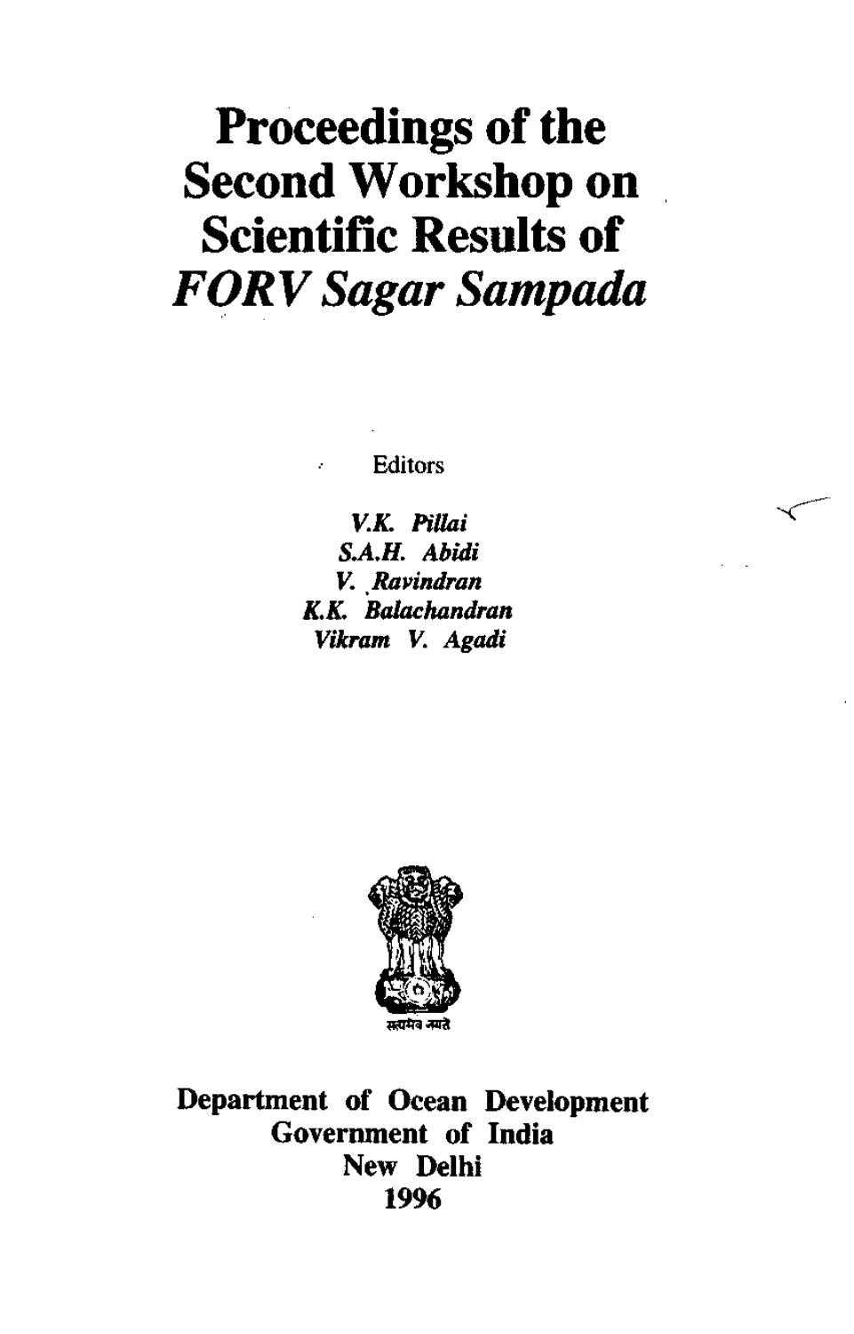# Proceedings of the Second Workshop on Scientific Results of *FORV Sagar Sampada*

Editors

*V.K. Pillai*
*S.A.H. Abidi*
*V. Ravindran*
*K.K. Balachandran*
*Vikram V. Agadi*

सत्यमेव जयते

**Department of Ocean Development**
**Government of India**
**New Delhi**
**1996**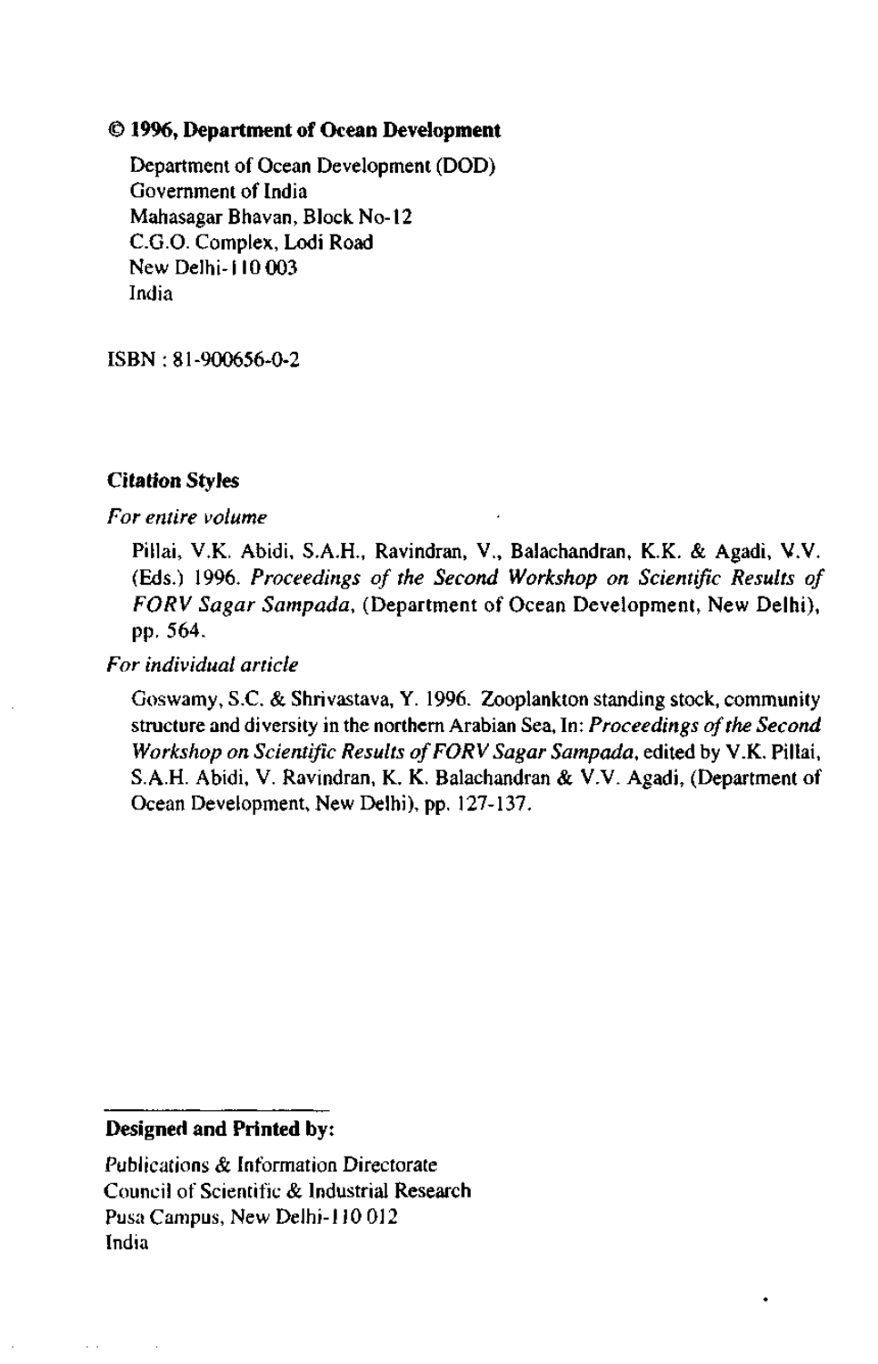**© 1996, Department of Ocean Development**

Department of Ocean Development (DOD)
Government of India
Mahasagar Bhavan, Block No-12
C.G.O. Complex, Lodi Road
New Delhi-110 003
India

ISBN : 81-900656-0-2

**Citation Styles**

*For entire volume*

Pillai, V.K. Abidi, S.A.H., Ravindran, V., Balachandran, K.K. & Agadi, V.V. (Eds.) 1996. *Proceedings of the Second Workshop on Scientific Results of FORV Sagar Sampada*, (Department of Ocean Development, New Delhi), pp. 564.

*For individual article*

Goswamy, S.C. & Shrivastava, Y. 1996. Zooplankton standing stock, community structure and diversity in the northern Arabian Sea, In: *Proceedings of the Second Workshop on Scientific Results of FORV Sagar Sampada*, edited by V.K. Pillai, S.A.H. Abidi, V. Ravindran, K. K. Balachandran & V.V. Agadi, (Department of Ocean Development, New Delhi), pp. 127-137.

**Designed and Printed by:**

Publications & Information Directorate
Council of Scientific & Industrial Research
Pusa Campus, New Delhi-110 012
India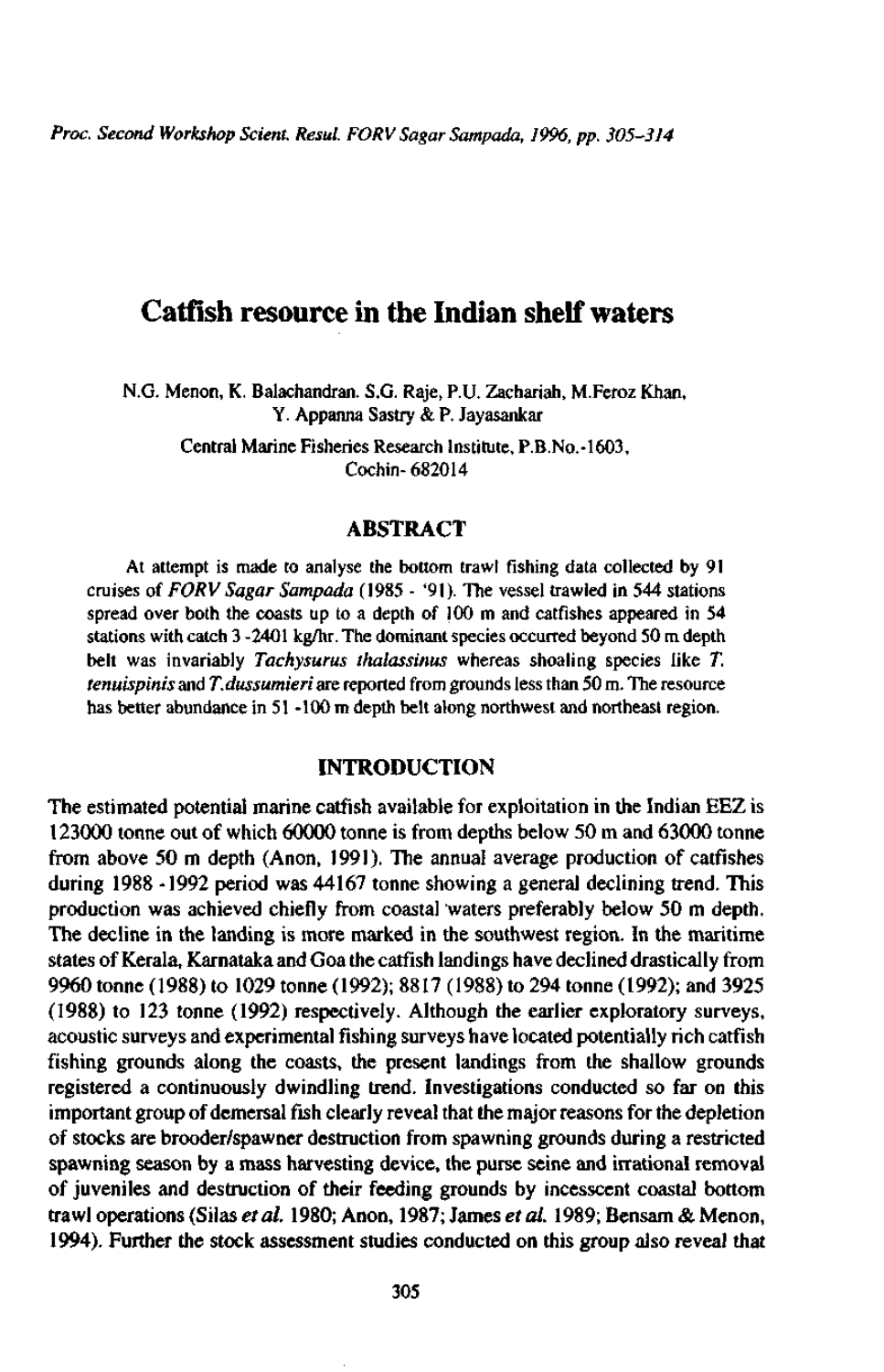# Catfish resource in the Indian shelf waters

N.G. Menon, K. Balachandran. S.G. Raje, P.U. Zachariah, M.Feroz Khan, Y. Appanna Sastry & P. Jayasankar

Central Marine Fisheries Research Institute, P.B.No.-1603, Cochin- 682014

## ABSTRACT

At attempt is made to analyse the bottom trawl fishing data collected by 91 cruises of *FORV Sagar Sampada* (1985 - '91). The vessel trawled in 544 stations spread over both the coasts up to a depth of 100 m and catfishes appeared in 54 stations with catch 3 -2401 kg/hr. The dominant species occurred beyond 50 m depth belt was invariably *Tachysurus thalassinus* whereas shoaling species like *T. tenuispinis* and *T.dussumieri* are reported from grounds less than 50 m. The resource has better abundance in 51 -100 m depth belt along northwest and northeast region.

## INTRODUCTION

The estimated potential marine catfish available for exploitation in the Indian EEZ is 123000 tonne out of which 60000 tonne is from depths below 50 m and 63000 tonne from above 50 m depth (Anon, 1991). The annual average production of catfishes during 1988 -1992 period was 44167 tonne showing a general declining trend. This production was achieved chiefly from coastal waters preferably below 50 m depth. The decline in the landing is more marked in the southwest region. In the maritime states of Kerala, Karnataka and Goa the catfish landings have declined drastically from 9960 tonne (1988) to 1029 tonne (1992); 8817 (1988) to 294 tonne (1992); and 3925 (1988) to 123 tonne (1992) respectively. Although the earlier exploratory surveys, acoustic surveys and experimental fishing surveys have located potentially rich catfish fishing grounds along the coasts, the present landings from the shallow grounds registered a continuously dwindling trend. Investigations conducted so far on this important group of demersal fish clearly reveal that the major reasons for the depletion of stocks are brooder/spawner destruction from spawning grounds during a restricted spawning season by a mass harvesting device, the purse seine and irrational removal of juveniles and destruction of their feeding grounds by incesscent coastal bottom trawl operations (Silas *et al.* 1980; Anon, 1987; James *et al.* 1989; Bensam & Menon, 1994). Further the stock assessment studies conducted on this group also reveal that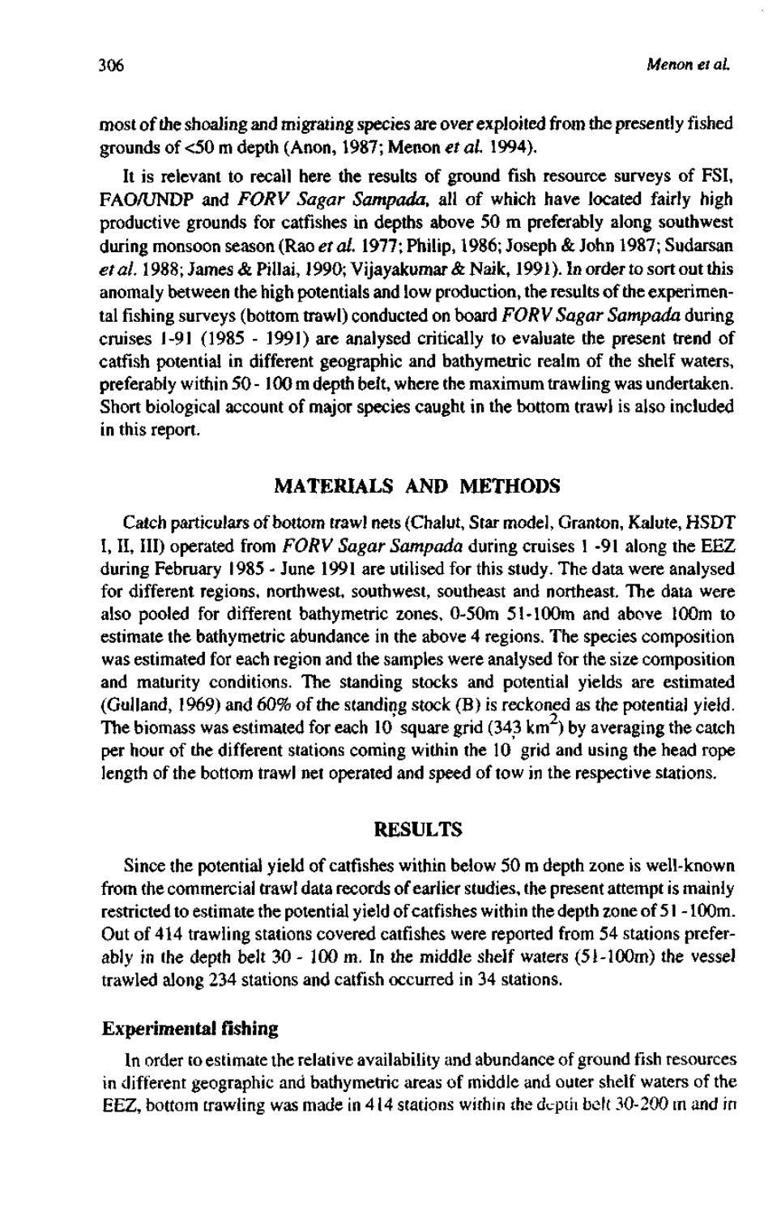most of the shoaling and migrating species are over exploited from the presently fished grounds of <50 m depth (Anon, 1987; Menon *et al.* 1994).

It is relevant to recall here the results of ground fish resource surveys of FSI, FAO/UNDP and *FORV Sagar Sampada*, all of which have located fairly high productive grounds for catfishes in depths above 50 m preferably along southwest during monsoon season (Rao *et al.* 1977; Philip, 1986; Joseph & John 1987; Sudarsan *et al.* 1988; James & Pillai, 1990; Vijayakumar & Naik, 1991). In order to sort out this anomaly between the high potentials and low production, the results of the experimental fishing surveys (bottom trawl) conducted on board *FORV Sagar Sampada* during cruises 1-91 (1985 - 1991) are analysed critically to evaluate the present trend of catfish potential in different geographic and bathymetric realm of the shelf waters, preferably within 50 - 100 m depth belt, where the maximum trawling was undertaken. Short biological account of major species caught in the bottom trawl is also included in this report.

## MATERIALS AND METHODS

Catch particulars of bottom trawl nets (Chalut, Star model, Granton, Kalute, HSDT I, II, III) operated from *FORV Sagar Sampada* during cruises 1 -91 along the EEZ during February 1985 - June 1991 are utilised for this study. The data were analysed for different regions, northwest, southwest, southeast and northeast. The data were also pooled for different bathymetric zones, 0-50m 51-100m and above 100m to estimate the bathymetric abundance in the above 4 regions. The species composition was estimated for each region and the samples were analysed for the size composition and maturity conditions. The standing stocks and potential yields are estimated (Gulland, 1969) and 60% of the standing stock (B) is reckoned as the potential yield. The biomass was estimated for each 10' square grid (343 $km^2$) by averaging the catch per hour of the different stations coming within the 10' grid and using the head rope length of the bottom trawl net operated and speed of tow in the respective stations.

## RESULTS

Since the potential yield of catfishes within below 50 m depth zone is well-known from the commercial trawl data records of earlier studies, the present attempt is mainly restricted to estimate the potential yield of catfishes within the depth zone of 51 - 100m. Out of 414 trawling stations covered catfishes were reported from 54 stations preferably in the depth belt 30 - 100 m. In the middle shelf waters (51-100m) the vessel trawled along 234 stations and catfish occurred in 34 stations.

### Experimental fishing

In order to estimate the relative availability and abundance of ground fish resources in different geographic and bathymetric areas of middle and outer shelf waters of the EEZ, bottom trawling was made in 414 stations within the depth belt 30-200 m and in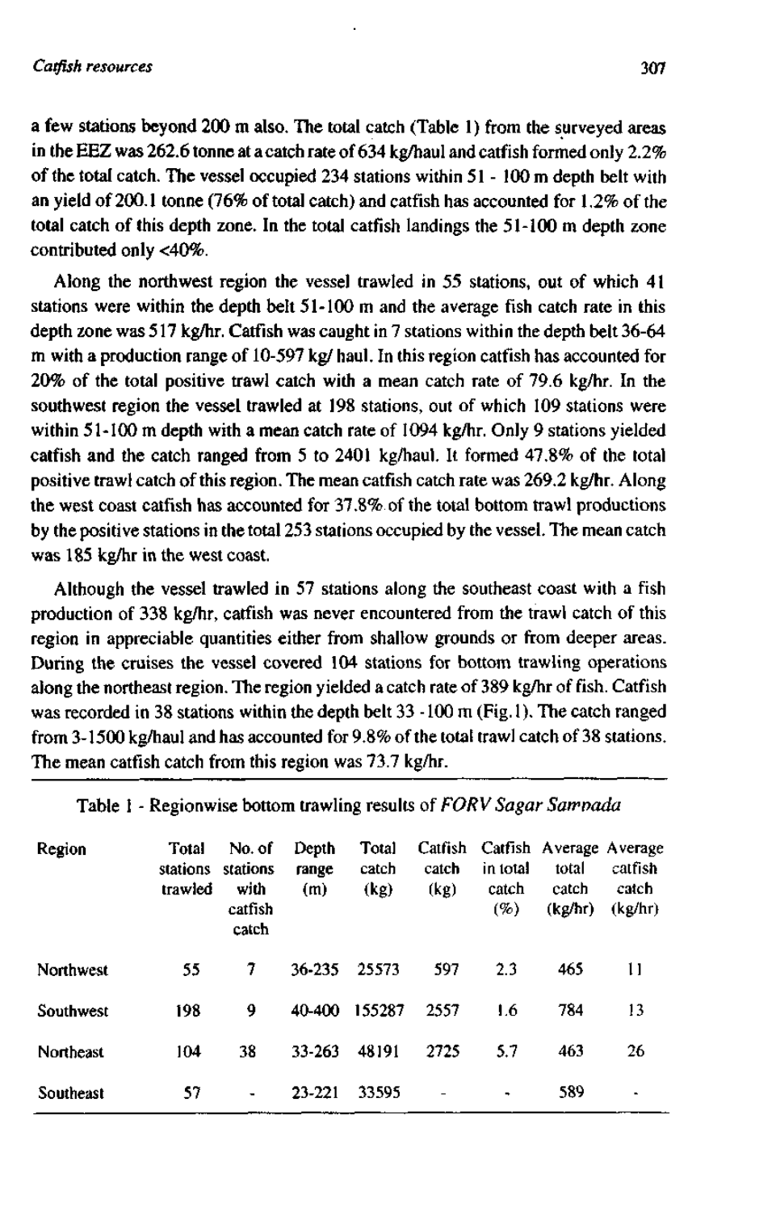a few stations beyond 200 m also. The total catch (Table 1) from the surveyed areas in the EEZ was 262.6 tonne at a catch rate of 634 kg/haul and catfish formed only 2.2% of the total catch. The vessel occupied 234 stations within 51 - 100 m depth belt with an yield of 200.1 tonne (76% of total catch) and catfish has accounted for 1.2% of the total catch of this depth zone. In the total catfish landings the 51-100 m depth zone contributed only <40%.

Along the northwest region the vessel trawled in 55 stations, out of which 41 stations were within the depth belt 51-100 m and the average fish catch rate in this depth zone was 517 kg/hr. Catfish was caught in 7 stations within the depth belt 36-64 m with a production range of 10-597 kg/ haul. In this region catfish has accounted for 20% of the total positive trawl catch with a mean catch rate of 79.6 kg/hr. In the southwest region the vessel trawled at 198 stations, out of which 109 stations were within 51-100 m depth with a mean catch rate of 1094 kg/hr. Only 9 stations yielded catfish and the catch ranged from 5 to 2401 kg/haul. It formed 47.8% of the total positive trawl catch of this region. The mean catfish catch rate was 269.2 kg/hr. Along the west coast catfish has accounted for 37.8% of the total bottom trawl productions by the positive stations in the total 253 stations occupied by the vessel. The mean catch was 185 kg/hr in the west coast.

Although the vessel trawled in 57 stations along the southeast coast with a fish production of 338 kg/hr, catfish was never encountered from the trawl catch of this region in appreciable quantities either from shallow grounds or from deeper areas. During the cruises the vessel covered 104 stations for bottom trawling operations along the northeast region. The region yielded a catch rate of 389 kg/hr of fish. Catfish was recorded in 38 stations within the depth belt 33 -100 m (Fig.1). The catch ranged from 3-1500 kg/haul and has accounted for 9.8% of the total trawl catch of 38 stations. The mean catfish catch from this region was 73.7 kg/hr.

Table 1 - Regionwise bottom trawling results of *FORV Sagar Sampada*

| Region | Total stations trawled | No. of stations with catfish catch | Depth range (m) | Total catch (kg) | Catfish catch (kg) | Catfish in total catch (%) | Average total catch (kg/hr) | Average catfish catch (kg/hr) |
|---|---|---|---|---|---|---|---|---|
| Northwest | 55 | 7 | 36-235 | 25573 | 597 | 2.3 | 465 | 11 |
| Southwest | 198 | 9 | 40-400 | 155287 | 2557 | 1.6 | 784 | 13 |
| Northeast | 104 | 38 | 33-263 | 48191 | 2725 | 5.7 | 463 | 26 |
| Southeast | 57 | - | 23-221 | 33595 | - | - | 589 | - |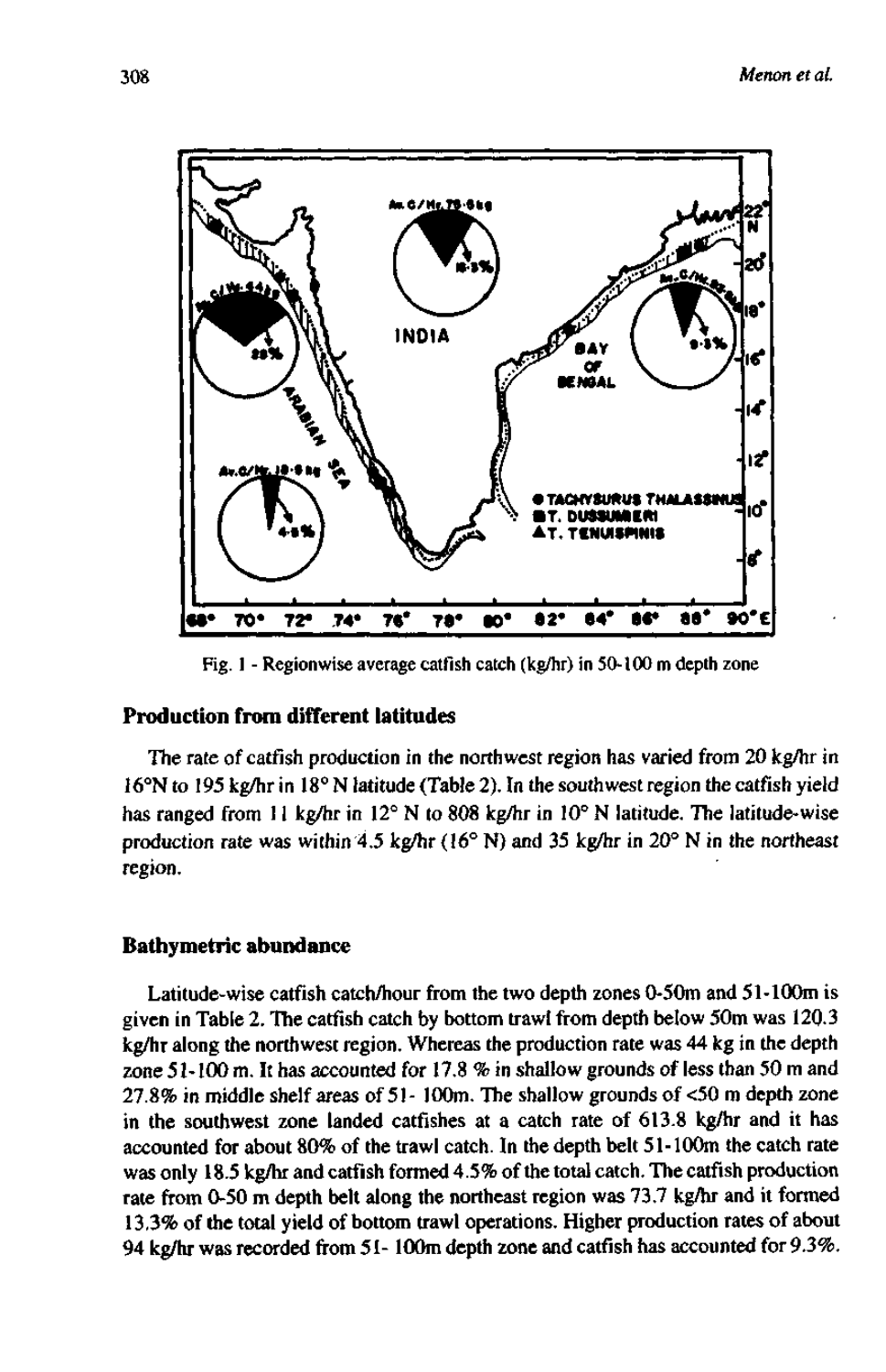Fig. 1 - Regionwise average catfish catch (kg/hr) in 50-100 m depth zone

## Production from different latitudes

The rate of catfish production in the northwest region has varied from 20 kg/hr in 16°N to 195 kg/hr in 18° N latitude (Table 2). In the southwest region the catfish yield has ranged from 11 kg/hr in 12° N to 808 kg/hr in 10° N latitude. The latitude-wise production rate was within 4.5 kg/hr (16° N) and 35 kg/hr in 20° N in the northeast region.

## Bathymetric abundance

Latitude-wise catfish catch/hour from the two depth zones 0-50m and 51-100m is given in Table 2. The catfish catch by bottom trawl from depth below 50m was 120.3 kg/hr along the northwest region. Whereas the production rate was 44 kg in the depth zone 51-100 m. It has accounted for 17.8 % in shallow grounds of less than 50 m and 27.8% in middle shelf areas of 51- 100m. The shallow grounds of <50 m depth zone in the southwest zone landed catfishes at a catch rate of 613.8 kg/hr and it has accounted for about 80% of the trawl catch. In the depth belt 51-100m the catch rate was only 18.5 kg/hr and catfish formed 4.5% of the total catch. The catfish production rate from 0-50 m depth belt along the northeast region was 73.7 kg/hr and it formed 13.3% of the total yield of bottom trawl operations. Higher production rates of about 94 kg/hr was recorded from 51- 100m depth zone and catfish has accounted for 9.3%.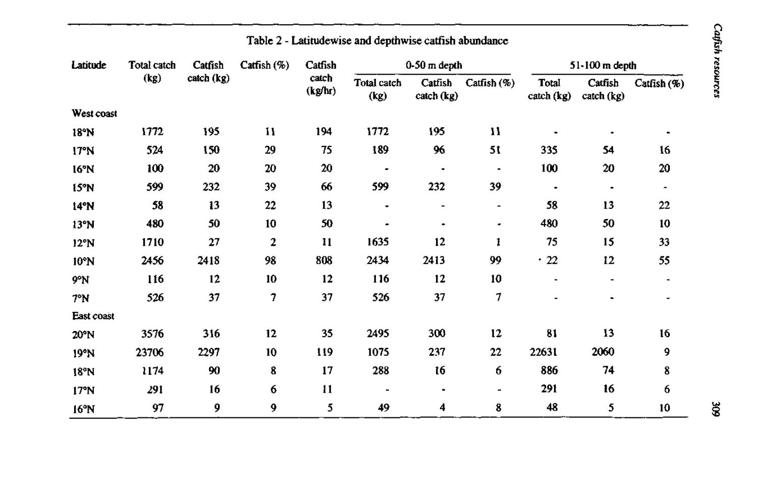Table 2 - Latitudewise and depthwise catfish abundance

| Latitude | Total catch (kg) | Catfish catch (kg) | Catfish (%) | Catfish catch (kg/hr) | 0-50 m depth | | | 51-100 m depth | | |
|---|---|---|---|---|---|---|---|---|---|---|
| | | | | | Total catch (kg) | Catfish catch (kg) | Catfish (%) | Total catch (kg) | Catfish catch (kg) | Catfish (%) |
| **West coast** | | | | | | | | | | |
| 18°N | 1772 | 195 | 11 | 194 | 1772 | 195 | 11 | - | - | - |
| 17°N | 524 | 150 | 29 | 75 | 189 | 96 | 51 | 335 | 54 | 16 |
| 16°N | 100 | 20 | 20 | 20 | - | - | - | 100 | 20 | 20 |
| 15°N | 599 | 232 | 39 | 66 | 599 | 232 | 39 | - | - | - |
| 14°N | 58 | 13 | 22 | 13 | - | - | - | 58 | 13 | 22 |
| 13°N | 480 | 50 | 10 | 50 | - | - | - | 480 | 50 | 10 |
| 12°N | 1710 | 27 | 2 | 11 | 1635 | 12 | 1 | 75 | 15 | 33 |
| 10°N | 2456 | 2418 | 98 | 808 | 2434 | 2413 | 99 | 22 | 12 | 55 |
| 9°N | 116 | 12 | 10 | 12 | 116 | 12 | 10 | - | - | - |
| 7°N | 526 | 37 | 7 | 37 | 526 | 37 | 7 | - | - | - |
| **East coast** | | | | | | | | | | |
| 20°N | 3576 | 316 | 12 | 35 | 2495 | 300 | 12 | 81 | 13 | 16 |
| 19°N | 23706 | 2297 | 10 | 119 | 1075 | 237 | 22 | 22631 | 2060 | 9 |
| 18°N | 1174 | 90 | 8 | 17 | 288 | 16 | 6 | 886 | 74 | 8 |
| 17°N | 291 | 16 | 6 | 11 | - | - | - | 291 | 16 | 6 |
| 16°N | 97 | 9 | 9 | 5 | 49 | 4 | 8 | 48 | 5 | 10 |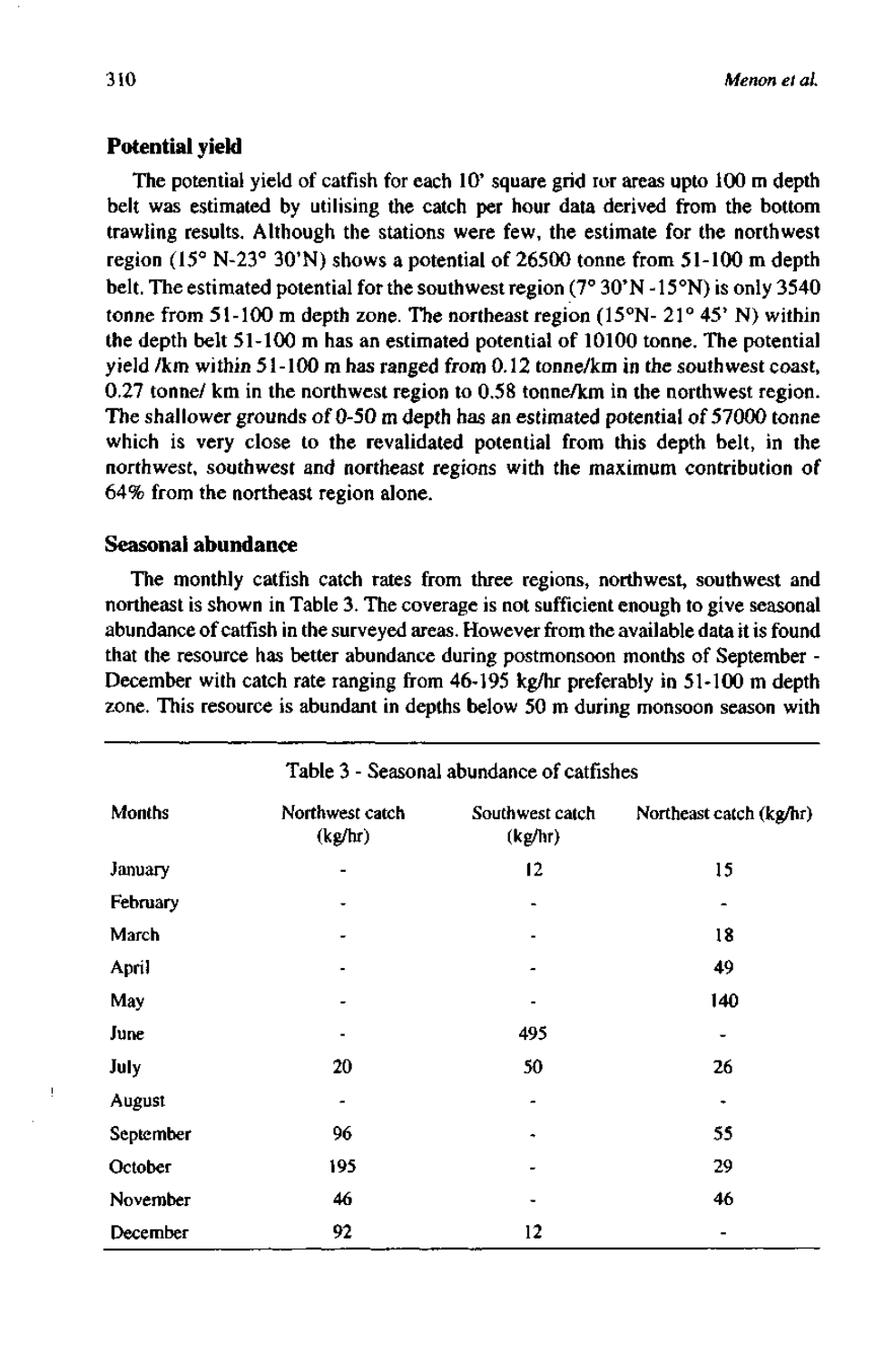### Potential yield

The potential yield of catfish for each 10' square grid ror areas upto 100 m depth belt was estimated by utilising the catch per hour data derived from the bottom trawling results. Although the stations were few, the estimate for the northwest region (15° N-23° 30'N) shows a potential of 26500 tonne from 51-100 m depth belt. The estimated potential for the southwest region (7° 30'N -15°N) is only 3540 tonne from 51-100 m depth zone. The northeast region (15°N- 21° 45' N) within the depth belt 51-100 m has an estimated potential of 10100 tonne. The potential yield /km within 51-100 m has ranged from 0.12 tonne/km in the southwest coast, 0.27 tonne/ km in the northwest region to 0.58 tonne/km in the northwest region. The shallower grounds of 0-50 m depth has an estimated potential of 57000 tonne which is very close to the revalidated potential from this depth belt, in the northwest, southwest and northeast regions with the maximum contribution of 64% from the northeast region alone.

### Seasonal abundance

The monthly catfish catch rates from three regions, northwest, southwest and northeast is shown in Table 3. The coverage is not sufficient enough to give seasonal abundance of catfish in the surveyed areas. However from the available data it is found that the resource has better abundance during postmonsoon months of September - December with catch rate ranging from 46-195 kg/hr preferably in 51-100 m depth zone. This resource is abundant in depths below 50 m during monsoon season with

Table 3 - Seasonal abundance of catfishes

| Months | Northwest catch (kg/hr) | Southwest catch (kg/hr) | Northeast catch (kg/hr) |
|---|---|---|---|
| January | - | 12 | 15 |
| February | - | - | - |
| March | - | - | 18 |
| April | - | - | 49 |
| May | - | - | 140 |
| June | - | 495 | - |
| July | 20 | 50 | 26 |
| August | - | - | - |
| September | 96 | - | 55 |
| October | 195 | - | 29 |
| November | 46 | - | 46 |
| December | 92 | 12 | - |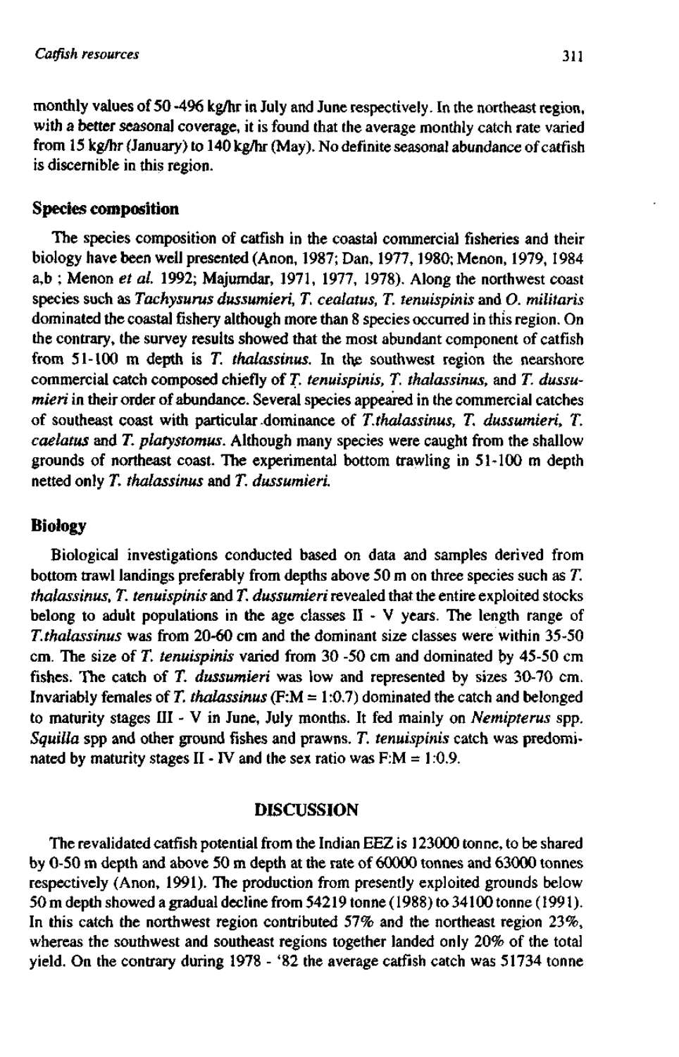monthly values of 50 -496 kg/hr in July and June respectively. In the northeast region, with a better seasonal coverage, it is found that the average monthly catch rate varied from 15 kg/hr (January) to 140 kg/hr (May). No definite seasonal abundance of catfish is discernible in this region.

### Species composition

The species composition of catfish in the coastal commercial fisheries and their biology have been well presented (Anon, 1987; Dan, 1977, 1980; Menon, 1979, 1984 a,b ; Menon *et al.* 1992; Majumdar, 1971, 1977, 1978). Along the northwest coast species such as *Tachysurus dussumieri, T. cealatus, T. tenuispinis* and *O. militaris* dominated the coastal fishery although more than 8 species occurred in this region. On the contrary, the survey results showed that the most abundant component of catfish from 51-100 m depth is *T. thalassinus.* In the southwest region the nearshore commercial catch composed chiefly of *T. tenuispinis, T. thalassinus,* and *T. dussumieri* in their order of abundance. Several species appeared in the commercial catches of southeast coast with particular dominance of *T.thalassinus, T. dussumieri, T. caelatus* and *T. platystomus.* Although many species were caught from the shallow grounds of northeast coast. The experimental bottom trawling in 51-100 m depth netted only *T. thalassinus* and *T. dussumieri.*

### Biology

Biological investigations conducted based on data and samples derived from bottom trawl landings preferably from depths above 50 m on three species such as *T. thalassinus, T. tenuispinis* and *T. dussumieri* revealed that the entire exploited stocks belong to adult populations in the age classes II - V years. The length range of *T.thalassinus* was from 20-60 cm and the dominant size classes were within 35-50 cm. The size of *T. tenuispinis* varied from 30 -50 cm and dominated by 45-50 cm fishes. The catch of *T. dussumieri* was low and represented by sizes 30-70 cm. Invariably females of *T. thalassinus* (F:M = 1:0.7) dominated the catch and belonged to maturity stages III - V in June, July months. It fed mainly on *Nemipterus* spp. *Squilla* spp and other ground fishes and prawns. *T. tenuispinis* catch was predominated by maturity stages II - IV and the sex ratio was F:M = 1:0.9.

## DISCUSSION

The revalidated catfish potential from the Indian EEZ is 123000 tonne, to be shared by 0-50 m depth and above 50 m depth at the rate of 60000 tonnes and 63000 tonnes respectively (Anon, 1991). The production from presently exploited grounds below 50 m depth showed a gradual decline from 54219 tonne (1988) to 34100 tonne (1991). In this catch the northwest region contributed 57% and the northeast region 23%, whereas the southwest and southeast regions together landed only 20% of the total yield. On the contrary during 1978 - '82 the average catfish catch was 51734 tonne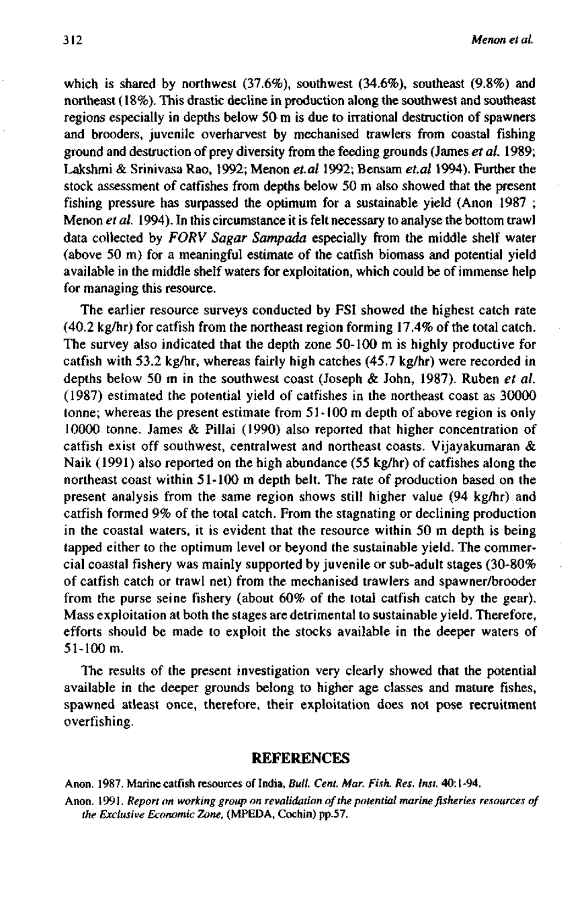which is shared by northwest (37.6%), southwest (34.6%), southeast (9.8%) and northeast (18%). This drastic decline in production along the southwest and southeast regions especially in depths below 50 m is due to irrational destruction of spawners and brooders, juvenile overharvest by mechanised trawlers from coastal fishing ground and destruction of prey diversity from the feeding grounds (James *et al.* 1989; Lakshmi & Srinivasa Rao, 1992; Menon *et.al* 1992; Bensam *et.al* 1994). Further the stock assessment of catfishes from depths below 50 m also showed that the present fishing pressure has surpassed the optimum for a sustainable yield (Anon 1987 ; Menon *et al.* 1994). In this circumstance it is felt necessary to analyse the bottom trawl data collected by ***FORV Sagar Sampada*** especially from the middle shelf water (above 50 m) for a meaningful estimate of the catfish biomass and potential yield available in the middle shelf waters for exploitation, which could be of immense help for managing this resource.

The earlier resource surveys conducted by FSI showed the highest catch rate (40.2 kg/hr) for catfish from the northeast region forming 17.4% of the total catch. The survey also indicated that the depth zone 50-100 m is highly productive for catfish with 53.2 kg/hr, whereas fairly high catches (45.7 kg/hr) were recorded in depths below 50 m in the southwest coast (Joseph & John, 1987). Ruben *et al.* (1987) estimated the potential yield of catfishes in the northeast coast as 30000 tonne; whereas the present estimate from 51-100 m depth of above region is only 10000 tonne. James & Pillai (1990) also reported that higher concentration of catfish exist off southwest, centralwest and northeast coasts. Vijayakumaran & Naik (1991) also reported on the high abundance (55 kg/hr) of catfishes along the northeast coast within 51-100 m depth belt. The rate of production based on the present analysis from the same region shows still higher value (94 kg/hr) and catfish formed 9% of the total catch. From the stagnating or declining production in the coastal waters, it is evident that the resource within 50 m depth is being tapped either to the optimum level or beyond the sustainable yield. The commercial coastal fishery was mainly supported by juvenile or sub-adult stages (30-80% of catfish catch or trawl net) from the mechanised trawlers and spawner/brooder from the purse seine fishery (about 60% of the total catfish catch by the gear). Mass exploitation at both the stages are detrimental to sustainable yield. Therefore, efforts should be made to exploit the stocks available in the deeper waters of 51-100 m.

The results of the present investigation very clearly showed that the potential available in the deeper grounds belong to higher age classes and mature fishes, spawned atleast once, therefore, their exploitation does not pose recruitment overfishing.

## REFERENCES

Anon. 1987. Marine catfish resources of India, *Bull. Cent. Mar. Fish. Res. Inst.* 40:1-94.

Anon. 1991. *Report on working group on revalidation of the potential marine fisheries resources of the Exclusive Economic Zone*, (MPEDA, Cochin) pp.57.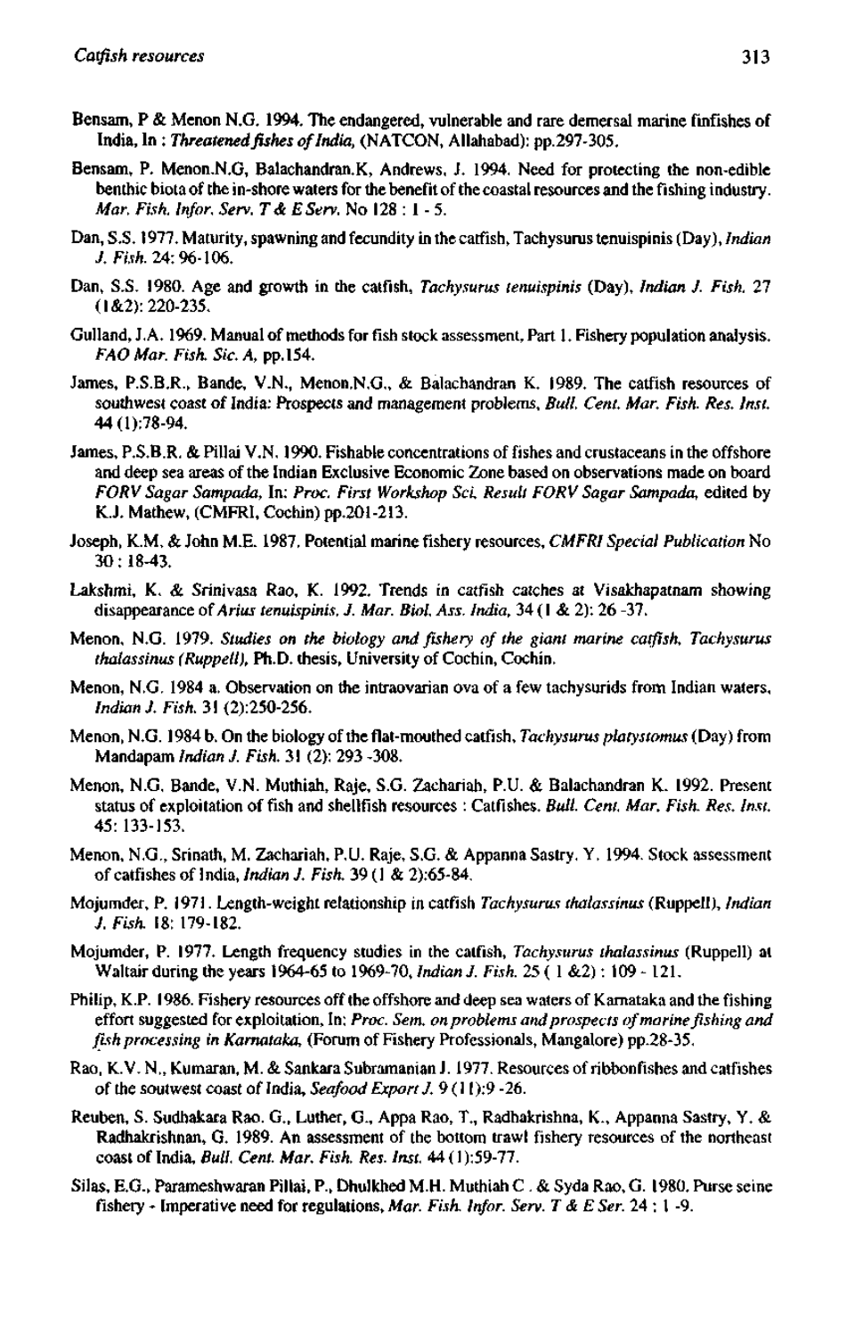Bensam, P & Menon N.G. 1994. The endangered, vulnerable and rare demersal marine finfishes of India, In : *Threatened fishes of India,* (NATCON, Allahabad): pp.297-305.

Bensam, P. Menon.N.G, Balachandran.K, Andrews. J. 1994. Need for protecting the non-edible benthic biota of the in-shore waters for the benefit of the coastal resources and the fishing industry. *Mar. Fish. Infor. Serv. T & E Serv.* No 128 : 1 - 5.

Dan, S.S. 1977. Maturity, spawning and fecundity in the catfish, Tachysurus tenuispinis (Day), *Indian J. Fish.* 24: 96-106.

Dan, S.S. 1980. Age and growth in the catfish, *Tachysurus tenuispinis* (Day), *Indian J. Fish.* 27 (1&2): 220-235.

Gulland, J.A. 1969. Manual of methods for fish stock assessment, Part 1. Fishery population analysis. *FAO Mar. Fish. Sic. A,* pp.154.

James, P.S.B.R., Bande, V.N., Menon.N.G., & Balachandran K. 1989. The catfish resources of southwest coast of India: Prospects and management problems, *Bull. Cent. Mar. Fish. Res. Inst.* 44 (1):78-94.

James, P.S.B.R. & Pillai V.N. 1990. Fishable concentrations of fishes and crustaceans in the offshore and deep sea areas of the Indian Exclusive Economic Zone based on observations made on board *FORV Sagar Sampada,* In: *Proc. First Workshop Sci. Result FORV Sagar Sampada,* edited by K.J. Mathew, (CMFRI, Cochin) pp.201-213.

Joseph, K.M. & John M.E. 1987. Potential marine fishery resources, *CMFRI Special Publication* No 30 : 18-43.

Lakshmi, K. & Srinivasa Rao, K. 1992. Trends in catfish catches at Visakhapatnam showing disappearance of *Arius tenuispinis. J. Mar. Biol. Ass. India,* 34 (1 & 2): 26 -37.

Menon, N.G. 1979. *Studies on the biology and fishery of the giant marine catfish, Tachysurus thalassinus (Ruppell),* Ph.D. thesis, University of Cochin, Cochin.

Menon, N.G. 1984 a. Observation on the intraovarian ova of a few tachysurids from Indian waters, *Indian J. Fish.* 31 (2):250-256.

Menon, N.G. 1984 b. On the biology of the flat-mouthed catfish, *Tachysurus platystomus* (Day) from Mandapam *Indian J. Fish.* 31 (2): 293 -308.

Menon, N.G. Bande, V.N. Muthiah, Raje, S.G. Zachariah, P.U. & Balachandran K. 1992. Present status of exploitation of fish and shellfish resources : Catfishes. *Bull. Cent. Mar. Fish. Res. Inst.* 45: 133-153.

Menon, N.G., Srinath, M. Zachariah, P.U. Raje, S.G. & Appanna Sastry. Y. 1994. Stock assessment of catfishes of India, *Indian J. Fish.* 39 (1 & 2):65-84.

Mojumder, P. 1971. Length-weight relationship in catfish *Tachysurus thalassinus* (Ruppell), *Indian J. Fish.* 18: 179-182.

Mojumder, P. 1977. Length frequency studies in the catfish, *Tachysurus thalassinus* (Ruppell) at Waltair during the years 1964-65 to 1969-70, *Indian J. Fish.* 25 ( 1 &2) : 109 - 121.

Philip, K.P. 1986. Fishery resources off the offshore and deep sea waters of Karnataka and the fishing effort suggested for exploitation, In: *Proc. Sem. on problems and prospects of marine fishing and fish processing in Karnataka,* (Forum of Fishery Professionals, Mangalore) pp.28-35.

Rao, K.V. N., Kumaran, M. & Sankara Subramanian J. 1977. Resources of ribbonfishes and catfishes of the soutwest coast of India, *Seafood Export J.* 9 (11):9 -26.

Reuben, S. Sudhakara Rao. G., Luther, G., Appa Rao, T., Radhakrishna, K., Appanna Sastry, Y. & Radhakrishnan, G. 1989. An assessment of the bottom trawl fishery resources of the northeast coast of India, *Bull. Cent. Mar. Fish. Res. Inst.* 44 (1):59-77.

Silas, E.G., Parameshwaran Pillai, P., Dhulkhed M.H. Muthiah C . & Syda Rao, G. 1980. Purse seine fishery - Imperative need for regulations, *Mar. Fish. Infor. Serv. T & E Ser.* 24 : 1 -9.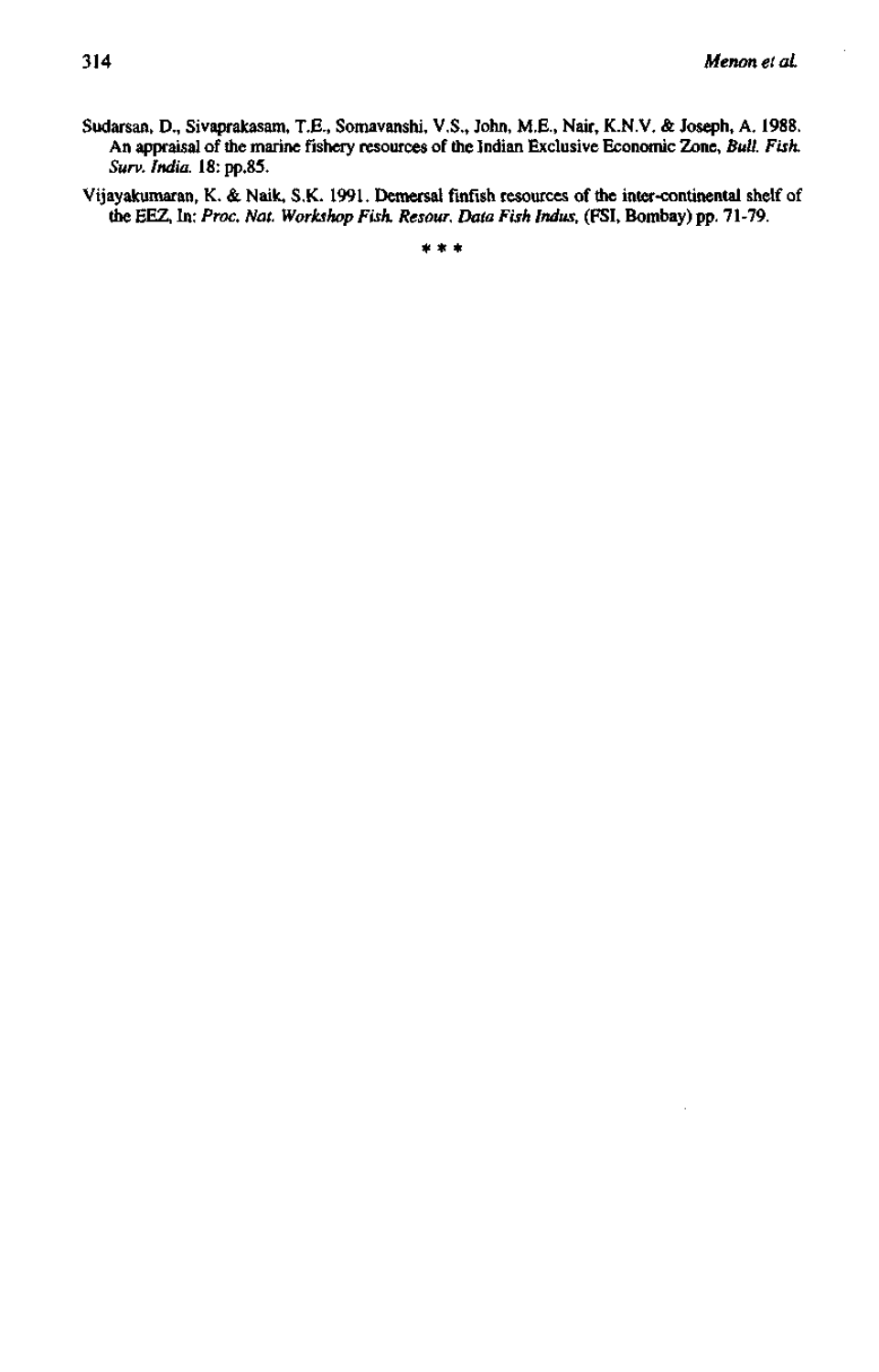Sudarsan, D., Sivaprakasam, T.E., Somavanshi, V.S., John, M.E., Nair, K.N.V. & Joseph, A. 1988. An appraisal of the marine fishery resources of the Indian Exclusive Economic Zone, *Bull. Fish. Surv. India.* 18: pp.85.

Vijayakumaran, K. & Naik, S.K. 1991. Demersal finfish resources of the inter-continental shelf of the EEZ, In: *Proc. Nat. Workshop Fish. Resour. Data Fish Indus*, (FSI, Bombay) pp. 71-79.

* * *